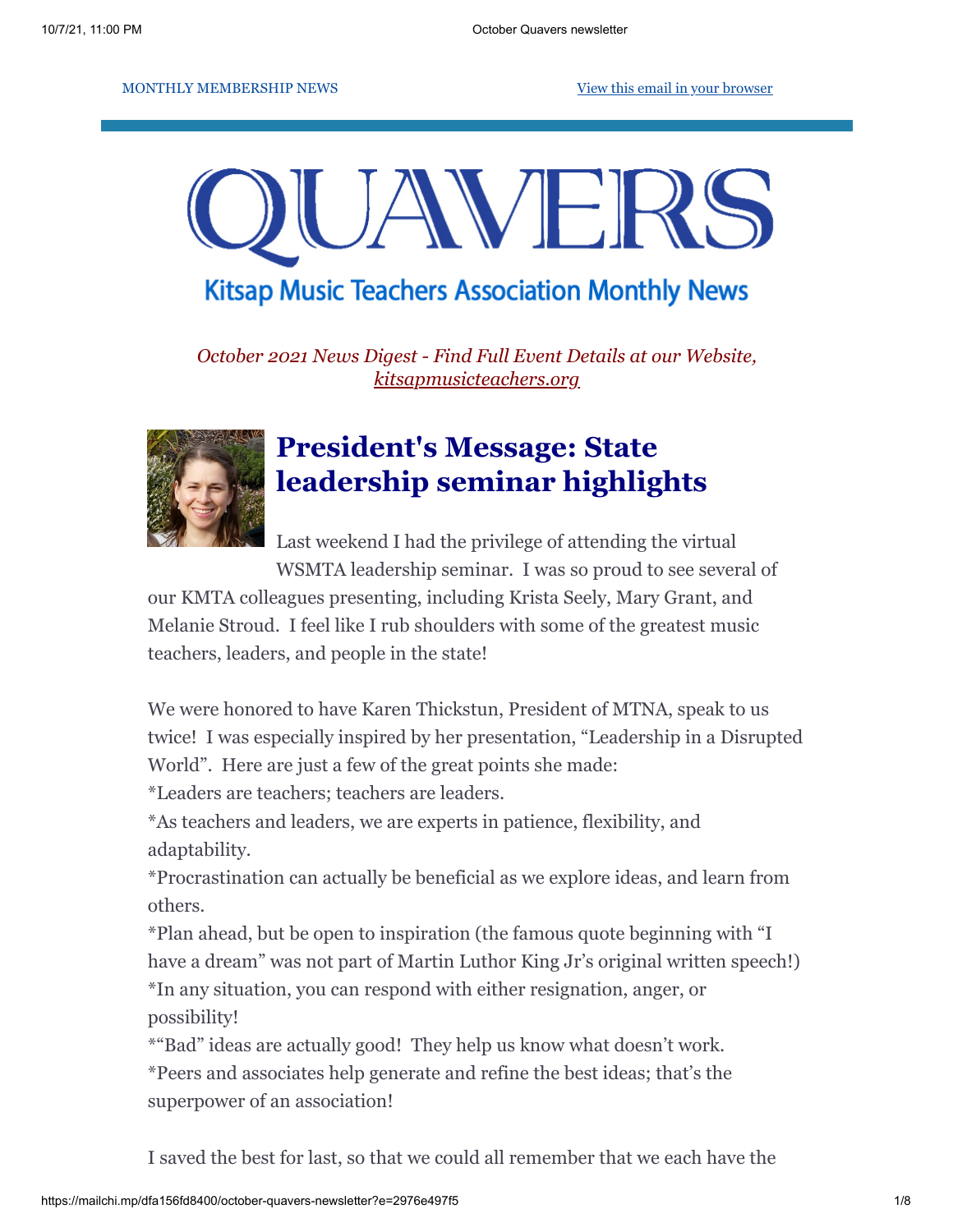MONTHLY MEMBERSHIP NEWS

View this email in your browser

# QUAVERS

## Kitsap Music Teachers Association Monthly News

*October 2021 News Digest - Find Full Event Details at our Website, kitsapmusicteachers.org*

## President's Message: State leadership seminar highlights

Last weekend I had the privilege of attending the virtual WSMTA leadership seminar. I was so proud to see several of our KMTA colleagues presenting, including Krista Seely, Mary Grant, and Melanie Stroud. I feel like I rub shoulders with some of the greatest music teachers, leaders, and people in the state!

We were honored to have Karen Thickstun, President of MTNA, speak to us twice! I was especially inspired by her presentation, "Leadership in a Disrupted World". Here are just a few of the great points she made:
*Leaders are teachers; teachers are leaders.
*As teachers and leaders, we are experts in patience, flexibility, and adaptability.
*Procrastination can actually be beneficial as we explore ideas, and learn from others.
*Plan ahead, but be open to inspiration (the famous quote beginning with "I have a dream" was not part of Martin Luthor King Jr's original written speech!)
*In any situation, you can respond with either resignation, anger, or possibility!
*"Bad" ideas are actually good! They help us know what doesn't work.
*Peers and associates help generate and refine the best ideas; that's the superpower of an association!

I saved the best for last, so that we could all remember that we each have the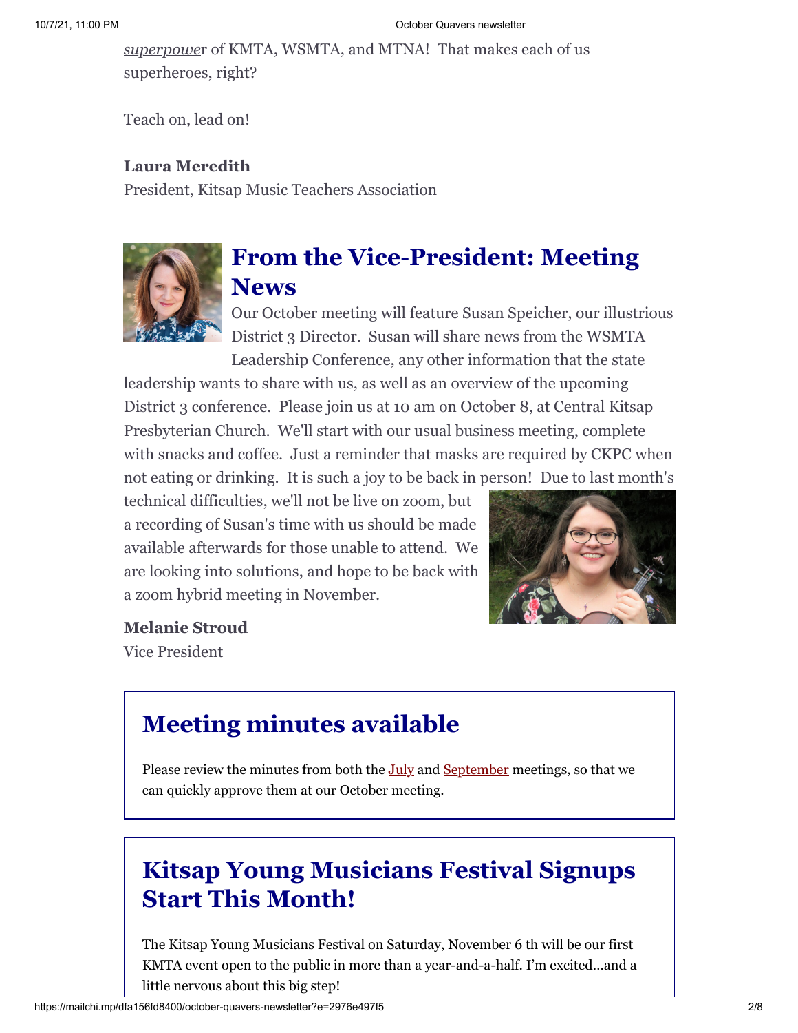*superpower* of KMTA, WSMTA, and MTNA! That makes each of us superheroes, right?

Teach on, lead on!

**Laura Meredith**
President, Kitsap Music Teachers Association

## From the Vice-President: Meeting News

Our October meeting will feature Susan Speicher, our illustrious District 3 Director. Susan will share news from the WSMTA Leadership Conference, any other information that the state leadership wants to share with us, as well as an overview of the upcoming District 3 conference. Please join us at 10 am on October 8, at Central Kitsap Presbyterian Church. We'll start with our usual business meeting, complete with snacks and coffee. Just a reminder that masks are required by CKPC when not eating or drinking. It is such a joy to be back in person! Due to last month's technical difficulties, we'll not be live on zoom, but a recording of Susan's time with us should be made available afterwards for those unable to attend. We are looking into solutions, and hope to be back with a zoom hybrid meeting in November.

**Melanie Stroud**
Vice President

## Meeting minutes available

Please review the minutes from both the [July] and [September] meetings, so that we can quickly approve them at our October meeting.

## Kitsap Young Musicians Festival Signups Start This Month!

The Kitsap Young Musicians Festival on Saturday, November 6 th will be our first KMTA event open to the public in more than a year-and-a-half. I'm excited…and a little nervous about this big step!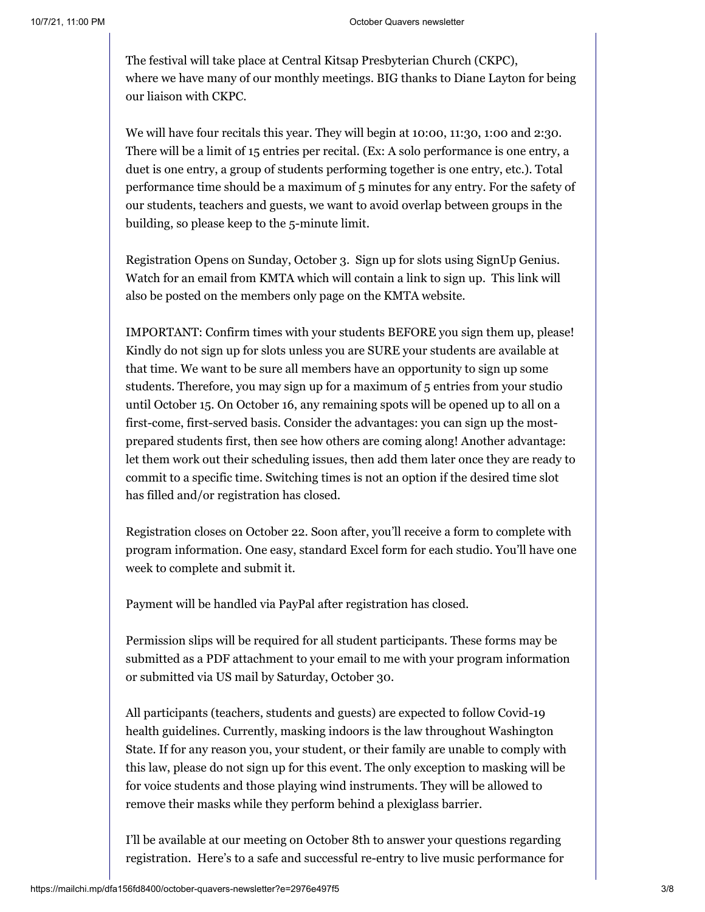The festival will take place at Central Kitsap Presbyterian Church (CKPC), where we have many of our monthly meetings. BIG thanks to Diane Layton for being our liaison with CKPC.

We will have four recitals this year. They will begin at 10:00, 11:30, 1:00 and 2:30. There will be a limit of 15 entries per recital. (Ex: A solo performance is one entry, a duet is one entry, a group of students performing together is one entry, etc.). Total performance time should be a maximum of 5 minutes for any entry. For the safety of our students, teachers and guests, we want to avoid overlap between groups in the building, so please keep to the 5-minute limit.

Registration Opens on Sunday, October 3. Sign up for slots using SignUp Genius. Watch for an email from KMTA which will contain a link to sign up. This link will also be posted on the members only page on the KMTA website.

IMPORTANT: Confirm times with your students BEFORE you sign them up, please! Kindly do not sign up for slots unless you are SURE your students are available at that time. We want to be sure all members have an opportunity to sign up some students. Therefore, you may sign up for a maximum of 5 entries from your studio until October 15. On October 16, any remaining spots will be opened up to all on a first-come, first-served basis. Consider the advantages: you can sign up the most-prepared students first, then see how others are coming along! Another advantage: let them work out their scheduling issues, then add them later once they are ready to commit to a specific time. Switching times is not an option if the desired time slot has filled and/or registration has closed.

Registration closes on October 22. Soon after, you'll receive a form to complete with program information. One easy, standard Excel form for each studio. You'll have one week to complete and submit it.

Payment will be handled via PayPal after registration has closed.

Permission slips will be required for all student participants. These forms may be submitted as a PDF attachment to your email to me with your program information or submitted via US mail by Saturday, October 30.

All participants (teachers, students and guests) are expected to follow Covid-19 health guidelines. Currently, masking indoors is the law throughout Washington State. If for any reason you, your student, or their family are unable to comply with this law, please do not sign up for this event. The only exception to masking will be for voice students and those playing wind instruments. They will be allowed to remove their masks while they perform behind a plexiglass barrier.

I'll be available at our meeting on October 8th to answer your questions regarding registration. Here's to a safe and successful re-entry to live music performance for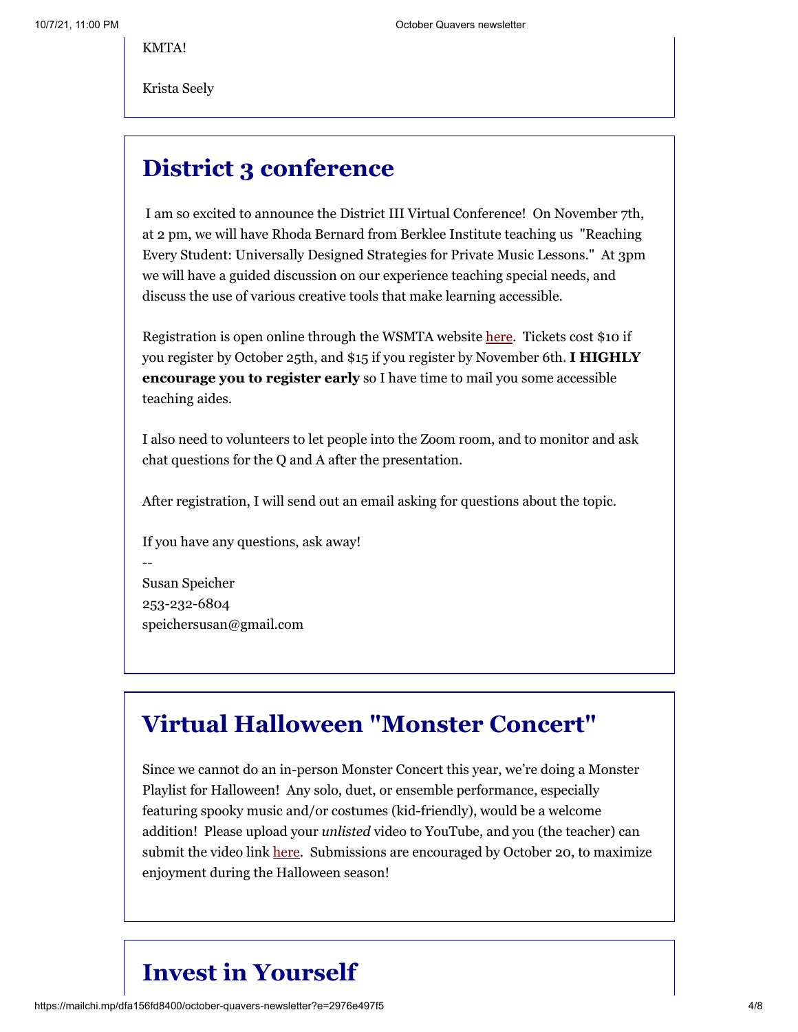KMTA!

Krista Seely

## District 3 conference

I am so excited to announce the District III Virtual Conference! On November 7th, at 2 pm, we will have Rhoda Bernard from Berklee Institute teaching us "Reaching Every Student: Universally Designed Strategies for Private Music Lessons." At 3pm we will have a guided discussion on our experience teaching special needs, and discuss the use of various creative tools that make learning accessible.

Registration is open online through the WSMTA website here. Tickets cost $10 if you register by October 25th, and $15 if you register by November 6th. **I HIGHLY encourage you to register early** so I have time to mail you some accessible teaching aides.

I also need to volunteers to let people into the Zoom room, and to monitor and ask chat questions for the Q and A after the presentation.

After registration, I will send out an email asking for questions about the topic.

If you have any questions, ask away!

--
Susan Speicher
253-232-6804
speichersusan@gmail.com

## Virtual Halloween "Monster Concert"

Since we cannot do an in-person Monster Concert this year, we're doing a Monster Playlist for Halloween! Any solo, duet, or ensemble performance, especially featuring spooky music and/or costumes (kid-friendly), would be a welcome addition! Please upload your *unlisted* video to YouTube, and you (the teacher) can submit the video link here. Submissions are encouraged by October 20, to maximize enjoyment during the Halloween season!

## Invest in Yourself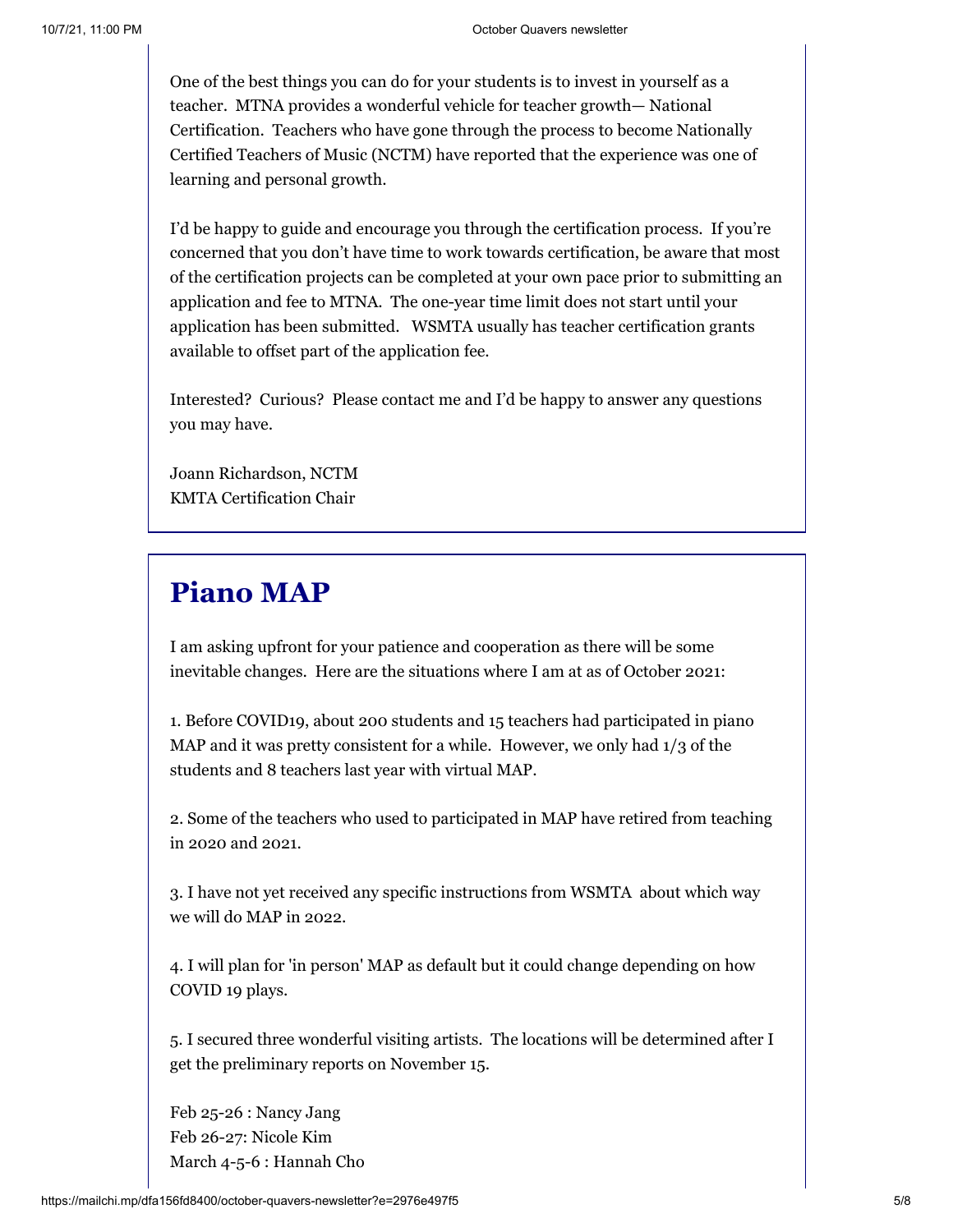One of the best things you can do for your students is to invest in yourself as a teacher. MTNA provides a wonderful vehicle for teacher growth— National Certification. Teachers who have gone through the process to become Nationally Certified Teachers of Music (NCTM) have reported that the experience was one of learning and personal growth.

I'd be happy to guide and encourage you through the certification process. If you're concerned that you don't have time to work towards certification, be aware that most of the certification projects can be completed at your own pace prior to submitting an application and fee to MTNA. The one-year time limit does not start until your application has been submitted. WSMTA usually has teacher certification grants available to offset part of the application fee.

Interested? Curious? Please contact me and I'd be happy to answer any questions you may have.

Joann Richardson, NCTM
KMTA Certification Chair

## Piano MAP

I am asking upfront for your patience and cooperation as there will be some inevitable changes. Here are the situations where I am at as of October 2021:

1. Before COVID19, about 200 students and 15 teachers had participated in piano MAP and it was pretty consistent for a while. However, we only had 1/3 of the students and 8 teachers last year with virtual MAP.

2. Some of the teachers who used to participated in MAP have retired from teaching in 2020 and 2021.

3. I have not yet received any specific instructions from WSMTA about which way we will do MAP in 2022.

4. I will plan for 'in person' MAP as default but it could change depending on how COVID 19 plays.

5. I secured three wonderful visiting artists. The locations will be determined after I get the preliminary reports on November 15.

Feb 25-26 : Nancy Jang
Feb 26-27: Nicole Kim
March 4-5-6 : Hannah Cho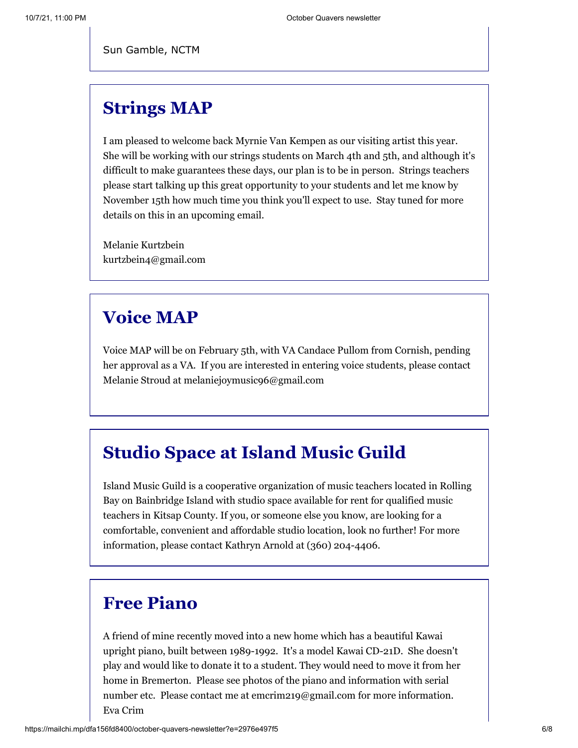Sun Gamble, NCTM

## Strings MAP

I am pleased to welcome back Myrnie Van Kempen as our visiting artist this year. She will be working with our strings students on March 4th and 5th, and although it's difficult to make guarantees these days, our plan is to be in person. Strings teachers please start talking up this great opportunity to your students and let me know by November 15th how much time you think you'll expect to use. Stay tuned for more details on this in an upcoming email.

Melanie Kurtzbein
kurtzbein4@gmail.com

## Voice MAP

Voice MAP will be on February 5th, with VA Candace Pullom from Cornish, pending her approval as a VA. If you are interested in entering voice students, please contact Melanie Stroud at melaniejoymusic96@gmail.com

## Studio Space at Island Music Guild

Island Music Guild is a cooperative organization of music teachers located in Rolling Bay on Bainbridge Island with studio space available for rent for qualified music teachers in Kitsap County. If you, or someone else you know, are looking for a comfortable, convenient and affordable studio location, look no further! For more information, please contact Kathryn Arnold at (360) 204-4406.

## Free Piano

A friend of mine recently moved into a new home which has a beautiful Kawai upright piano, built between 1989-1992. It's a model Kawai CD-21D. She doesn't play and would like to donate it to a student. They would need to move it from her home in Bremerton. Please see photos of the piano and information with serial number etc. Please contact me at emcrim219@gmail.com for more information.
Eva Crim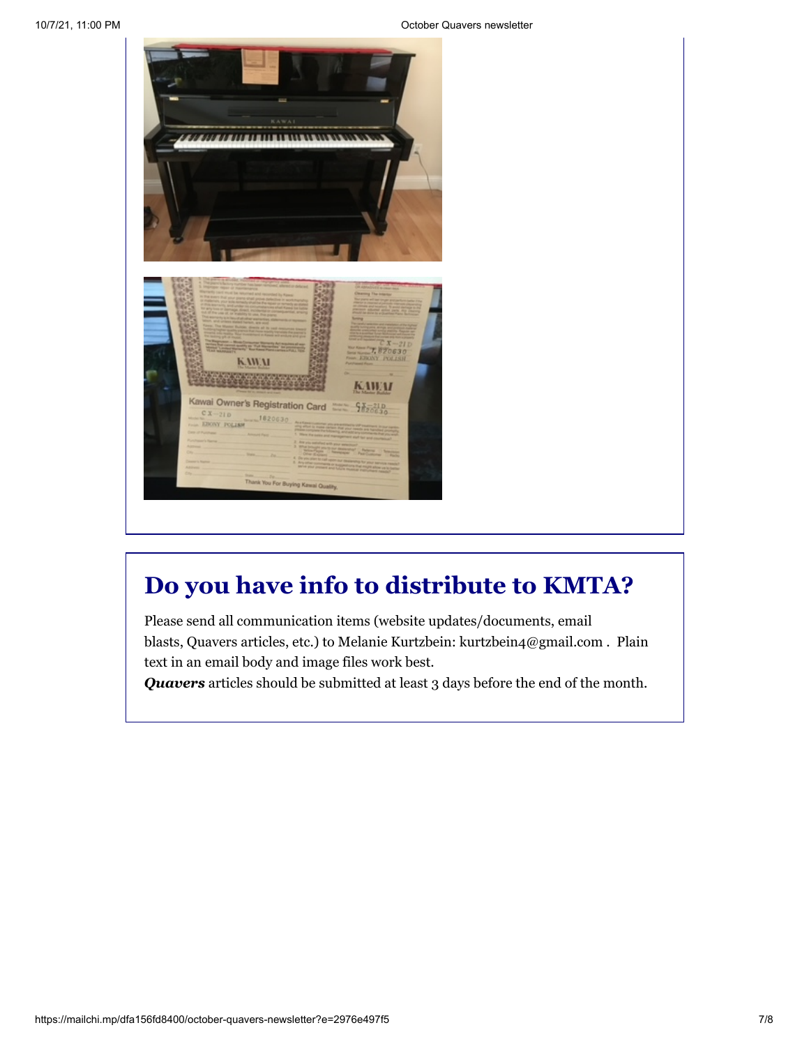## Do you have info to distribute to KMTA?

Please send all communication items (website updates/documents, email blasts, Quavers articles, etc.) to Melanie Kurtzbein: kurtzbein4@gmail.com . Plain text in an email body and image files work best.

***Quavers*** articles should be submitted at least 3 days before the end of the month.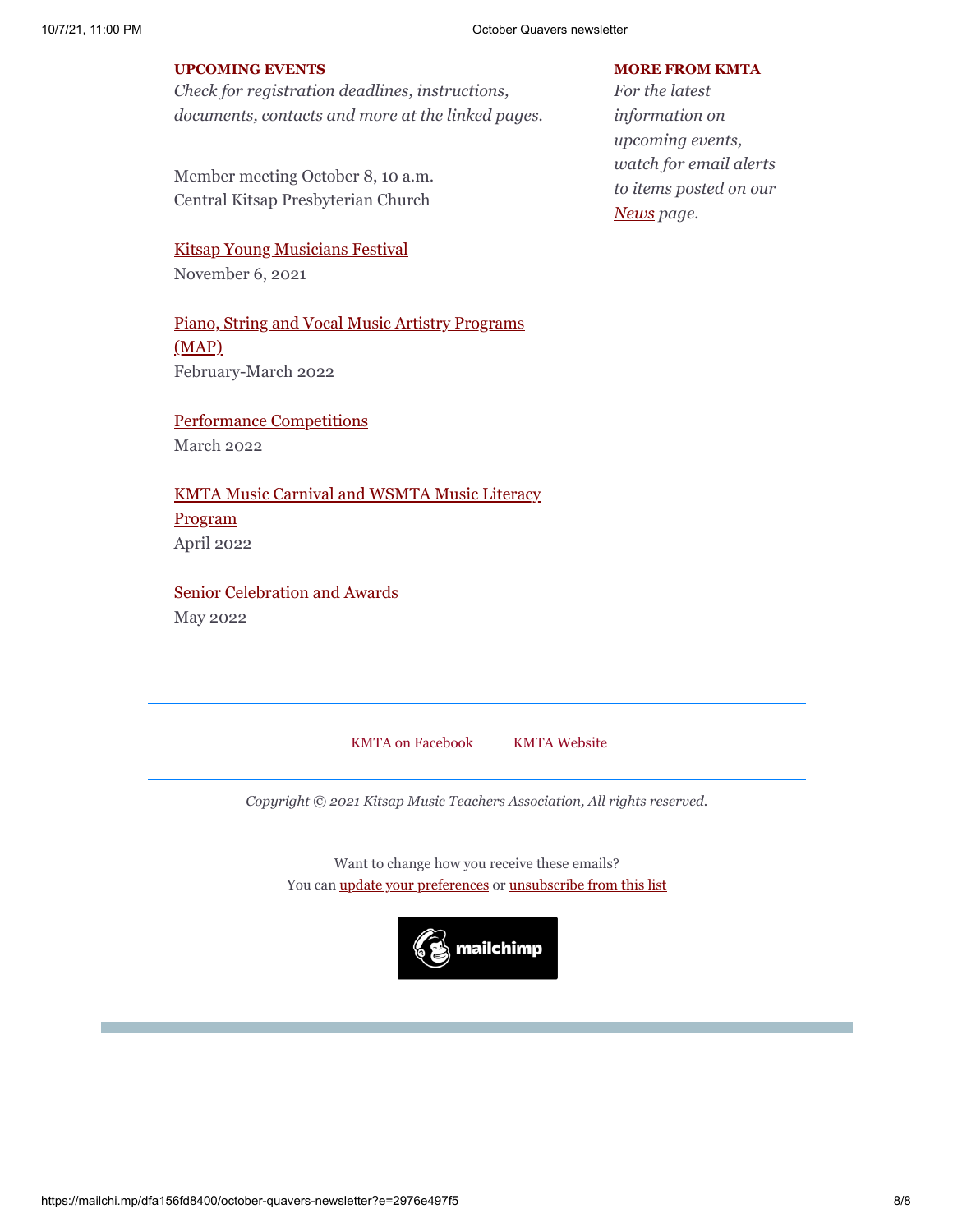**UPCOMING EVENTS**

*Check for registration deadlines, instructions, documents, contacts and more at the linked pages.*

Member meeting October 8, 10 a.m.
Central Kitsap Presbyterian Church

Kitsap Young Musicians Festival
November 6, 2021

Piano, String and Vocal Music Artistry Programs (MAP)
February-March 2022

Performance Competitions
March 2022

KMTA Music Carnival and WSMTA Music Literacy Program
April 2022

Senior Celebration and Awards
May 2022

**MORE FROM KMTA**

*For the latest information on upcoming events, watch for email alerts to items posted on our News page.*

---

KMTA on Facebook KMTA Website

---

*Copyright © 2021 Kitsap Music Teachers Association, All rights reserved.*

Want to change how you receive these emails?
You can update your preferences or unsubscribe from this list

mailchimp